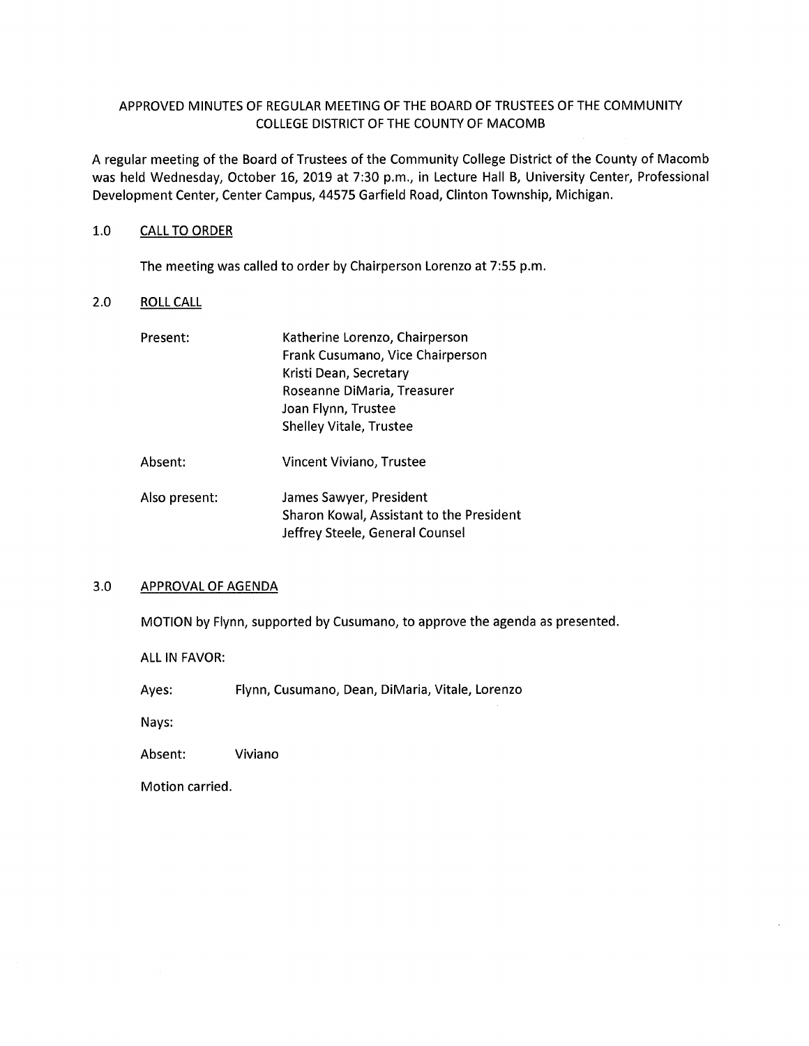# APPROVED MINUTES OF REGULAR MEETING OF THE BOARD OF TRUSTEES OF THE COMMUNITY COLLEGE DISTRICT OF THE COUNTY OF MACOMB

A regular meeting of the Board of Trustees of the Community College District of the County of Macomb was held Wednesday, October 16, 2019 at 7:30 p.m., in Lecture Hall B, University Center, Professional Development Center, Center Campus, 44575 Garfield Road, Clinton Township, Michigan.

## 1.0 CALL TO ORDER

The meeting was called to order by Chairperson Lorenzo at 7:55 p.m.

## 2.0 ROLL CALL

| | |
|---|---|
| Present: | Katherine Lorenzo, Chairperson<br>Frank Cusumano, Vice Chairperson<br>Kristi Dean, Secretary<br>Roseanne DiMaria, Treasurer<br>Joan Flynn, Trustee<br>Shelley Vitale, Trustee |
| Absent: | Vincent Viviano, Trustee |
| Also present: | James Sawyer, President<br>Sharon Kowal, Assistant to the President<br>Jeffrey Steele, General Counsel |

## 3.0 APPROVAL OF AGENDA

MOTION by Flynn, supported by Cusumano, to approve the agenda as presented.

ALL IN FAVOR:

Ayes: Flynn, Cusumano, Dean, DiMaria, Vitale, Lorenzo

Nays:

Absent: Viviano

Motion carried.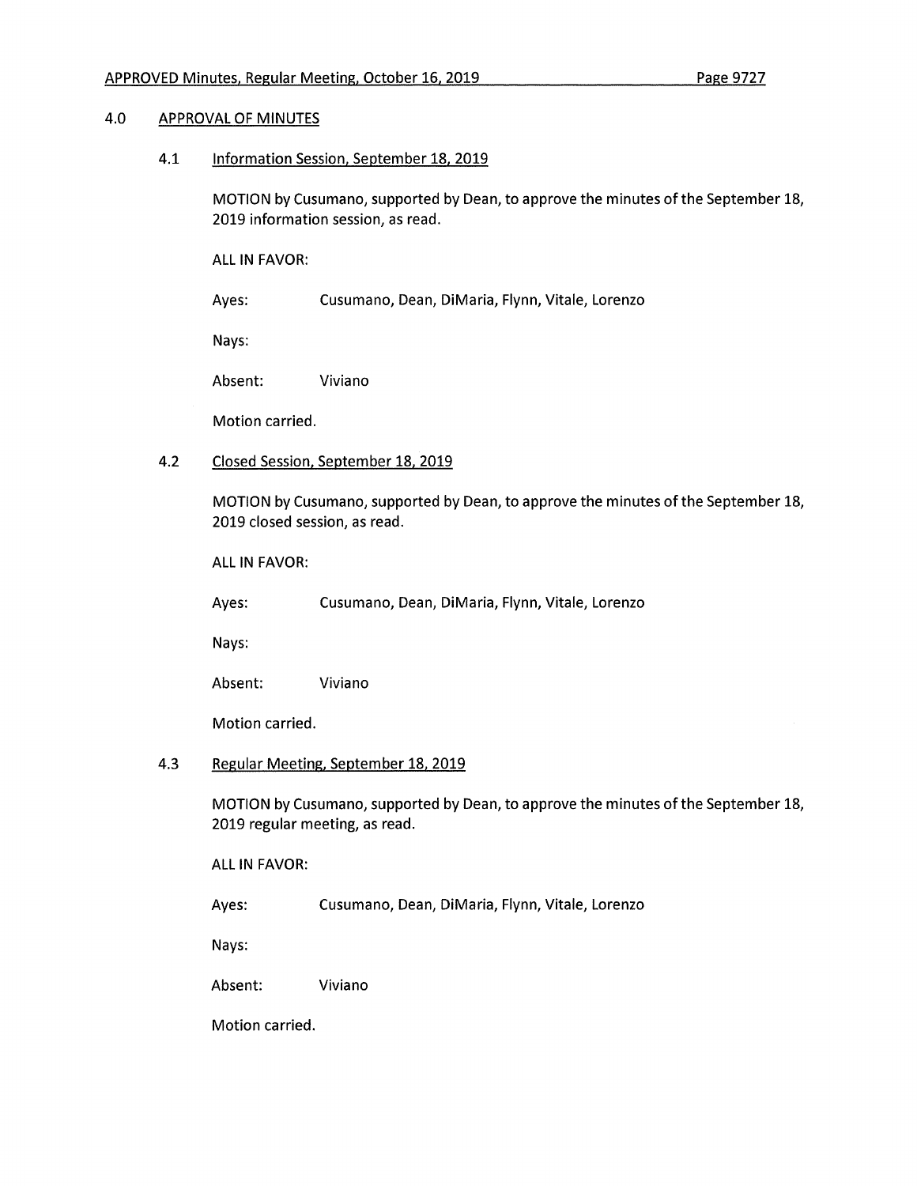## 4.0 APPROVAL OF MINUTES

### 4.1 Information Session, September 18, 2019

MOTION by Cusumano, supported by Dean, to approve the minutes of the September 18, 2019 information session, as read.

ALL IN FAVOR:

Ayes: Cusumano, Dean, DiMaria, Flynn, Vitale, Lorenzo

Nays:

Absent: Viviano

Motion carried.

### 4.2 Closed Session, September 18, 2019

MOTION by Cusumano, supported by Dean, to approve the minutes of the September 18, 2019 closed session, as read.

ALL IN FAVOR:

Ayes: Cusumano, Dean, DiMaria, Flynn, Vitale, Lorenzo

Nays:

Absent: Viviano

Motion carried.

### 4.3 Regular Meeting, September 18, 2019

MOTION by Cusumano, supported by Dean, to approve the minutes of the September 18, 2019 regular meeting, as read.

ALL IN FAVOR:

Ayes: Cusumano, Dean, DiMaria, Flynn, Vitale, Lorenzo

Nays:

Absent: Viviano

Motion carried.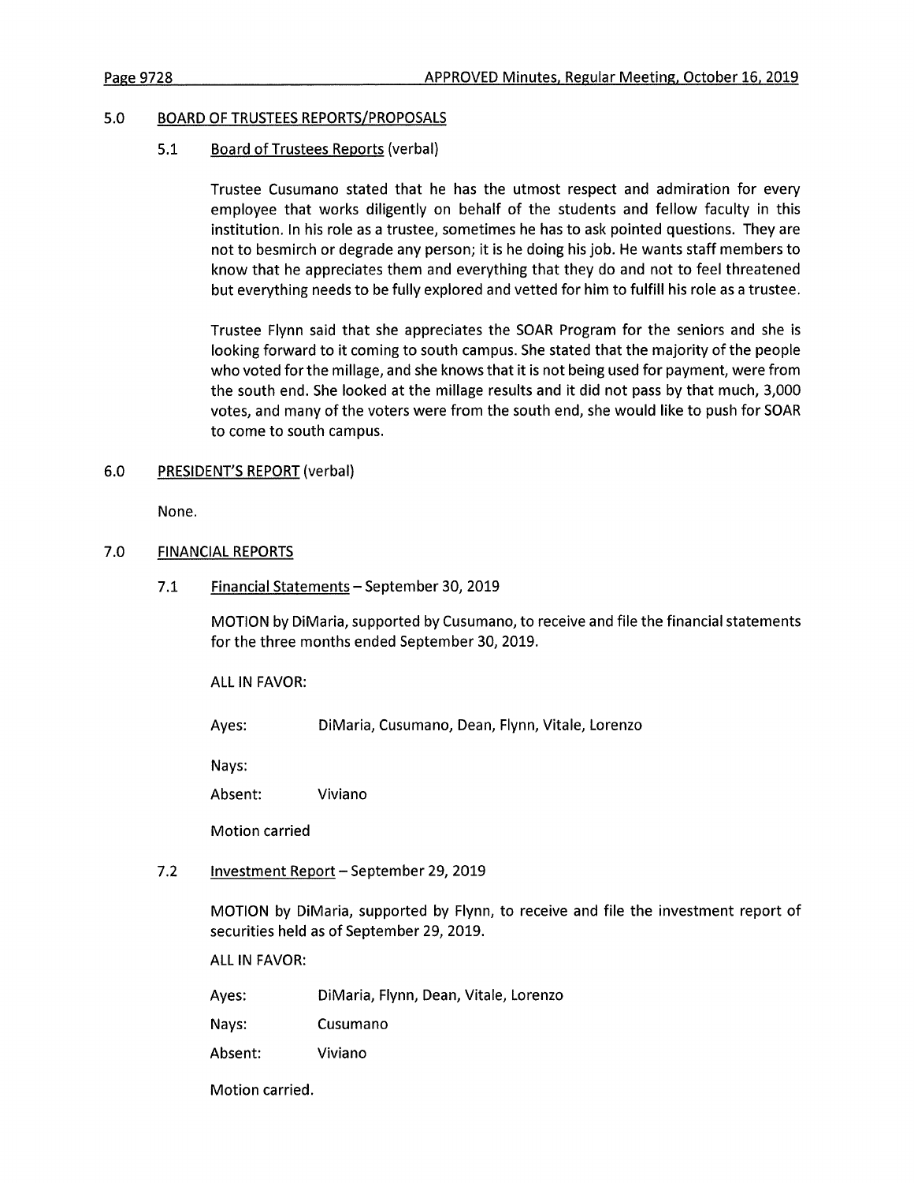## 5.0 BOARD OF TRUSTEES REPORTS/PROPOSALS

### 5.1 Board of Trustees Reports (verbal)

Trustee Cusumano stated that he has the utmost respect and admiration for every employee that works diligently on behalf of the students and fellow faculty in this institution. In his role as a trustee, sometimes he has to ask pointed questions. They are not to besmirch or degrade any person; it is he doing his job. He wants staff members to know that he appreciates them and everything that they do and not to feel threatened but everything needs to be fully explored and vetted for him to fulfill his role as a trustee.

Trustee Flynn said that she appreciates the SOAR Program for the seniors and she is looking forward to it coming to south campus. She stated that the majority of the people who voted for the millage, and she knows that it is not being used for payment, were from the south end. She looked at the millage results and it did not pass by that much, 3,000 votes, and many of the voters were from the south end, she would like to push for SOAR to come to south campus.

## 6.0 PRESIDENT'S REPORT (verbal)

None.

## 7.0 FINANCIAL REPORTS

### 7.1 Financial Statements – September 30, 2019

MOTION by DiMaria, supported by Cusumano, to receive and file the financial statements for the three months ended September 30, 2019.

ALL IN FAVOR:

Ayes: DiMaria, Cusumano, Dean, Flynn, Vitale, Lorenzo

Nays:

Absent: Viviano

Motion carried

### 7.2 Investment Report – September 29, 2019

MOTION by DiMaria, supported by Flynn, to receive and file the investment report of securities held as of September 29, 2019.

ALL IN FAVOR:

Ayes: DiMaria, Flynn, Dean, Vitale, Lorenzo

Nays: Cusumano

Absent: Viviano

Motion carried.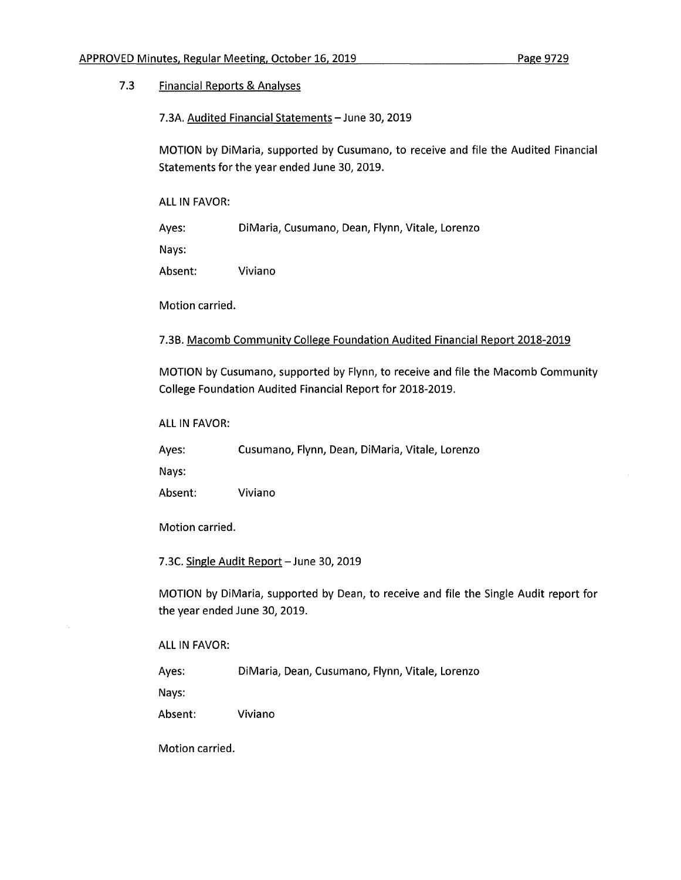### 7.3 Financial Reports & Analyses

7.3A. Audited Financial Statements – June 30, 2019

MOTION by DiMaria, supported by Cusumano, to receive and file the Audited Financial Statements for the year ended June 30, 2019.

ALL IN FAVOR:

Ayes: DiMaria, Cusumano, Dean, Flynn, Vitale, Lorenzo

Nays:

Absent: Viviano

Motion carried.

7.3B. Macomb Community College Foundation Audited Financial Report 2018-2019

MOTION by Cusumano, supported by Flynn, to receive and file the Macomb Community College Foundation Audited Financial Report for 2018-2019.

ALL IN FAVOR:

Ayes: Cusumano, Flynn, Dean, DiMaria, Vitale, Lorenzo

Nays:

Absent: Viviano

Motion carried.

7.3C. Single Audit Report – June 30, 2019

MOTION by DiMaria, supported by Dean, to receive and file the Single Audit report for the year ended June 30, 2019.

ALL IN FAVOR:

Ayes: DiMaria, Dean, Cusumano, Flynn, Vitale, Lorenzo

Nays:

Absent: Viviano

Motion carried.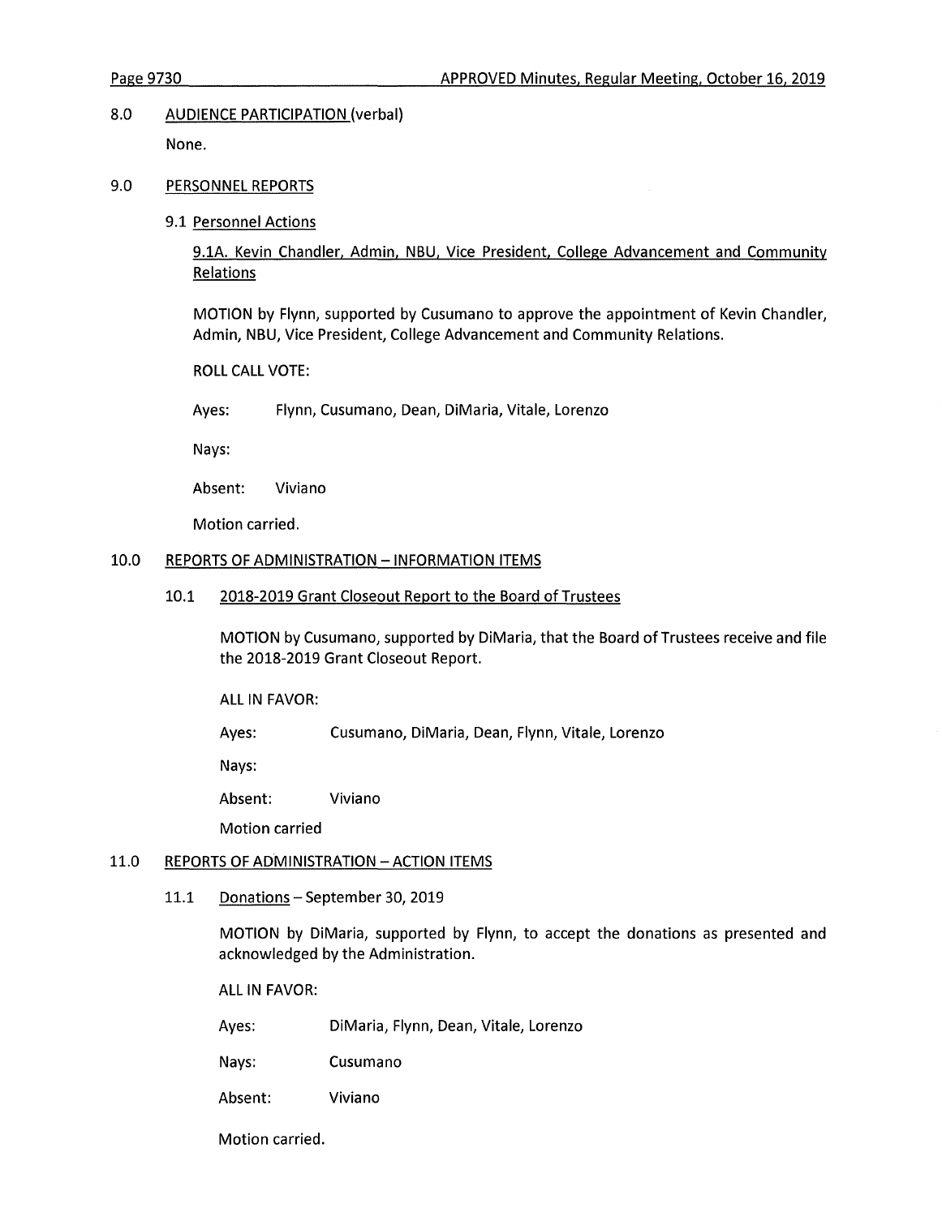## 8.0 AUDIENCE PARTICIPATION (verbal)

None.

## 9.0 PERSONNEL REPORTS

### 9.1 Personnel Actions

#### 9.1A. Kevin Chandler, Admin, NBU, Vice President, College Advancement and Community Relations

MOTION by Flynn, supported by Cusumano to approve the appointment of Kevin Chandler, Admin, NBU, Vice President, College Advancement and Community Relations.

ROLL CALL VOTE:

Ayes: Flynn, Cusumano, Dean, DiMaria, Vitale, Lorenzo

Nays:

Absent: Viviano

Motion carried.

## 10.0 REPORTS OF ADMINISTRATION – INFORMATION ITEMS

### 10.1 2018-2019 Grant Closeout Report to the Board of Trustees

MOTION by Cusumano, supported by DiMaria, that the Board of Trustees receive and file the 2018-2019 Grant Closeout Report.

ALL IN FAVOR:

Ayes: Cusumano, DiMaria, Dean, Flynn, Vitale, Lorenzo

Nays:

Absent: Viviano

Motion carried

## 11.0 REPORTS OF ADMINISTRATION – ACTION ITEMS

### 11.1 Donations – September 30, 2019

MOTION by DiMaria, supported by Flynn, to accept the donations as presented and acknowledged by the Administration.

ALL IN FAVOR:

Ayes: DiMaria, Flynn, Dean, Vitale, Lorenzo

Nays: Cusumano

Absent: Viviano

Motion carried.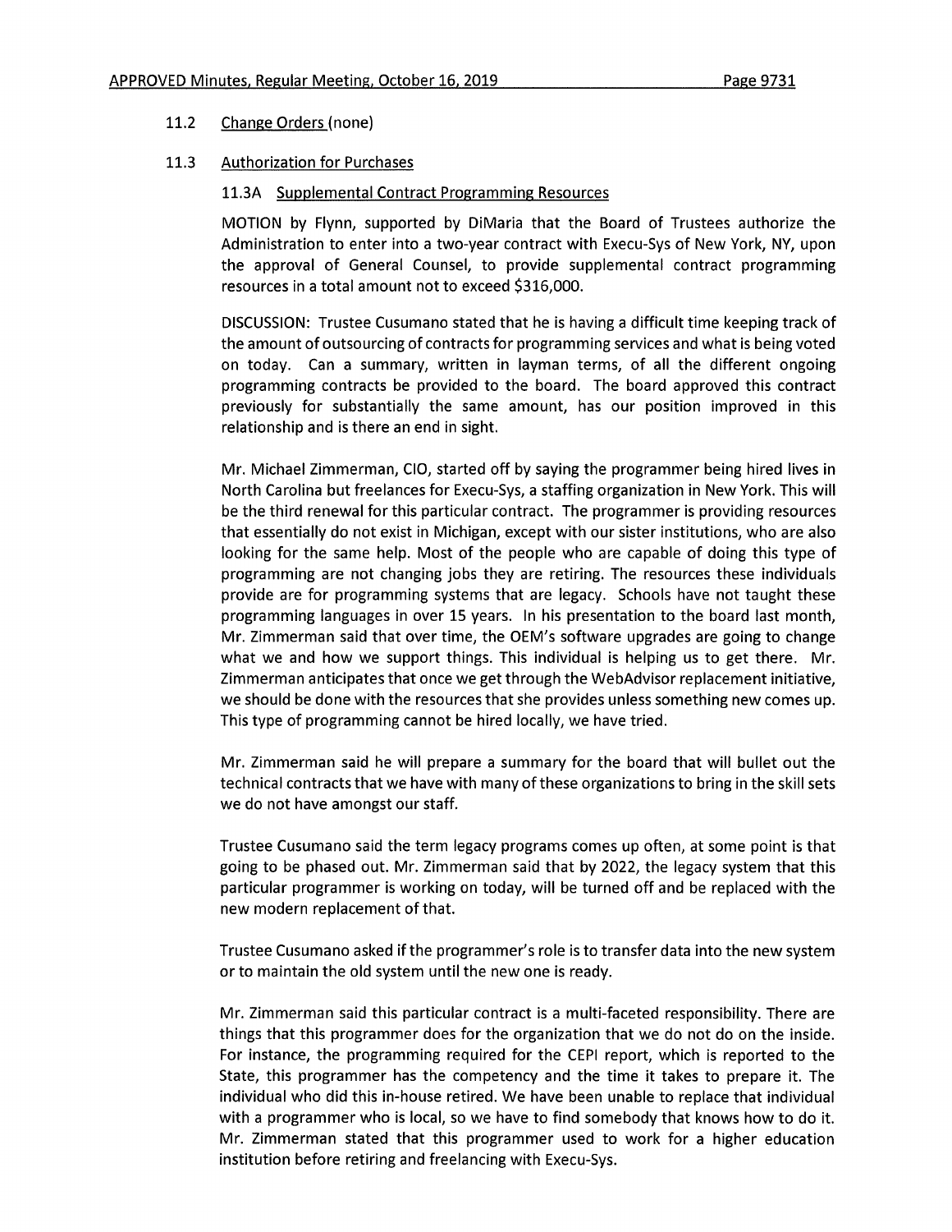11.2 Change Orders (none)

11.3 Authorization for Purchases

11.3A Supplemental Contract Programming Resources

MOTION by Flynn, supported by DiMaria that the Board of Trustees authorize the Administration to enter into a two-year contract with Execu-Sys of New York, NY, upon the approval of General Counsel, to provide supplemental contract programming resources in a total amount not to exceed $316,000.

DISCUSSION: Trustee Cusumano stated that he is having a difficult time keeping track of the amount of outsourcing of contracts for programming services and what is being voted on today. Can a summary, written in layman terms, of all the different ongoing programming contracts be provided to the board. The board approved this contract previously for substantially the same amount, has our position improved in this relationship and is there an end in sight.

Mr. Michael Zimmerman, CIO, started off by saying the programmer being hired lives in North Carolina but freelances for Execu-Sys, a staffing organization in New York. This will be the third renewal for this particular contract. The programmer is providing resources that essentially do not exist in Michigan, except with our sister institutions, who are also looking for the same help. Most of the people who are capable of doing this type of programming are not changing jobs they are retiring. The resources these individuals provide are for programming systems that are legacy. Schools have not taught these programming languages in over 15 years. In his presentation to the board last month, Mr. Zimmerman said that over time, the OEM's software upgrades are going to change what we and how we support things. This individual is helping us to get there. Mr. Zimmerman anticipates that once we get through the WebAdvisor replacement initiative, we should be done with the resources that she provides unless something new comes up. This type of programming cannot be hired locally, we have tried.

Mr. Zimmerman said he will prepare a summary for the board that will bullet out the technical contracts that we have with many of these organizations to bring in the skill sets we do not have amongst our staff.

Trustee Cusumano said the term legacy programs comes up often, at some point is that going to be phased out. Mr. Zimmerman said that by 2022, the legacy system that this particular programmer is working on today, will be turned off and be replaced with the new modern replacement of that.

Trustee Cusumano asked if the programmer's role is to transfer data into the new system or to maintain the old system until the new one is ready.

Mr. Zimmerman said this particular contract is a multi-faceted responsibility. There are things that this programmer does for the organization that we do not do on the inside. For instance, the programming required for the CEPI report, which is reported to the State, this programmer has the competency and the time it takes to prepare it. The individual who did this in-house retired. We have been unable to replace that individual with a programmer who is local, so we have to find somebody that knows how to do it. Mr. Zimmerman stated that this programmer used to work for a higher education institution before retiring and freelancing with Execu-Sys.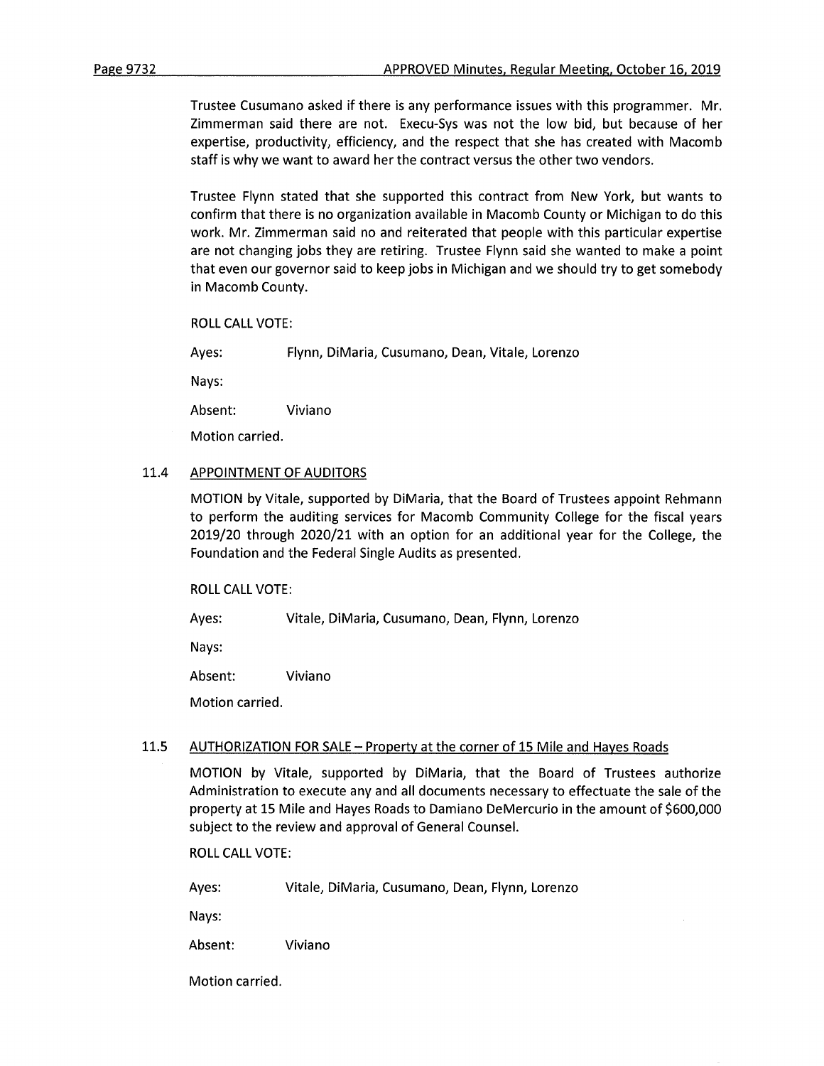Trustee Cusumano asked if there is any performance issues with this programmer. Mr. Zimmerman said there are not. Execu-Sys was not the low bid, but because of her expertise, productivity, efficiency, and the respect that she has created with Macomb staff is why we want to award her the contract versus the other two vendors.

Trustee Flynn stated that she supported this contract from New York, but wants to confirm that there is no organization available in Macomb County or Michigan to do this work. Mr. Zimmerman said no and reiterated that people with this particular expertise are not changing jobs they are retiring. Trustee Flynn said she wanted to make a point that even our governor said to keep jobs in Michigan and we should try to get somebody in Macomb County.

ROLL CALL VOTE:

Ayes: Flynn, DiMaria, Cusumano, Dean, Vitale, Lorenzo

Nays:

Absent: Viviano

Motion carried.

## 11.4 APPOINTMENT OF AUDITORS

MOTION by Vitale, supported by DiMaria, that the Board of Trustees appoint Rehmann to perform the auditing services for Macomb Community College for the fiscal years 2019/20 through 2020/21 with an option for an additional year for the College, the Foundation and the Federal Single Audits as presented.

ROLL CALL VOTE:

Ayes: Vitale, DiMaria, Cusumano, Dean, Flynn, Lorenzo

Nays:

Absent: Viviano

Motion carried.

## 11.5 AUTHORIZATION FOR SALE – Property at the corner of 15 Mile and Hayes Roads

MOTION by Vitale, supported by DiMaria, that the Board of Trustees authorize Administration to execute any and all documents necessary to effectuate the sale of the property at 15 Mile and Hayes Roads to Damiano DeMercurio in the amount of $600,000 subject to the review and approval of General Counsel.

ROLL CALL VOTE:

Ayes: Vitale, DiMaria, Cusumano, Dean, Flynn, Lorenzo

Nays:

Absent: Viviano

Motion carried.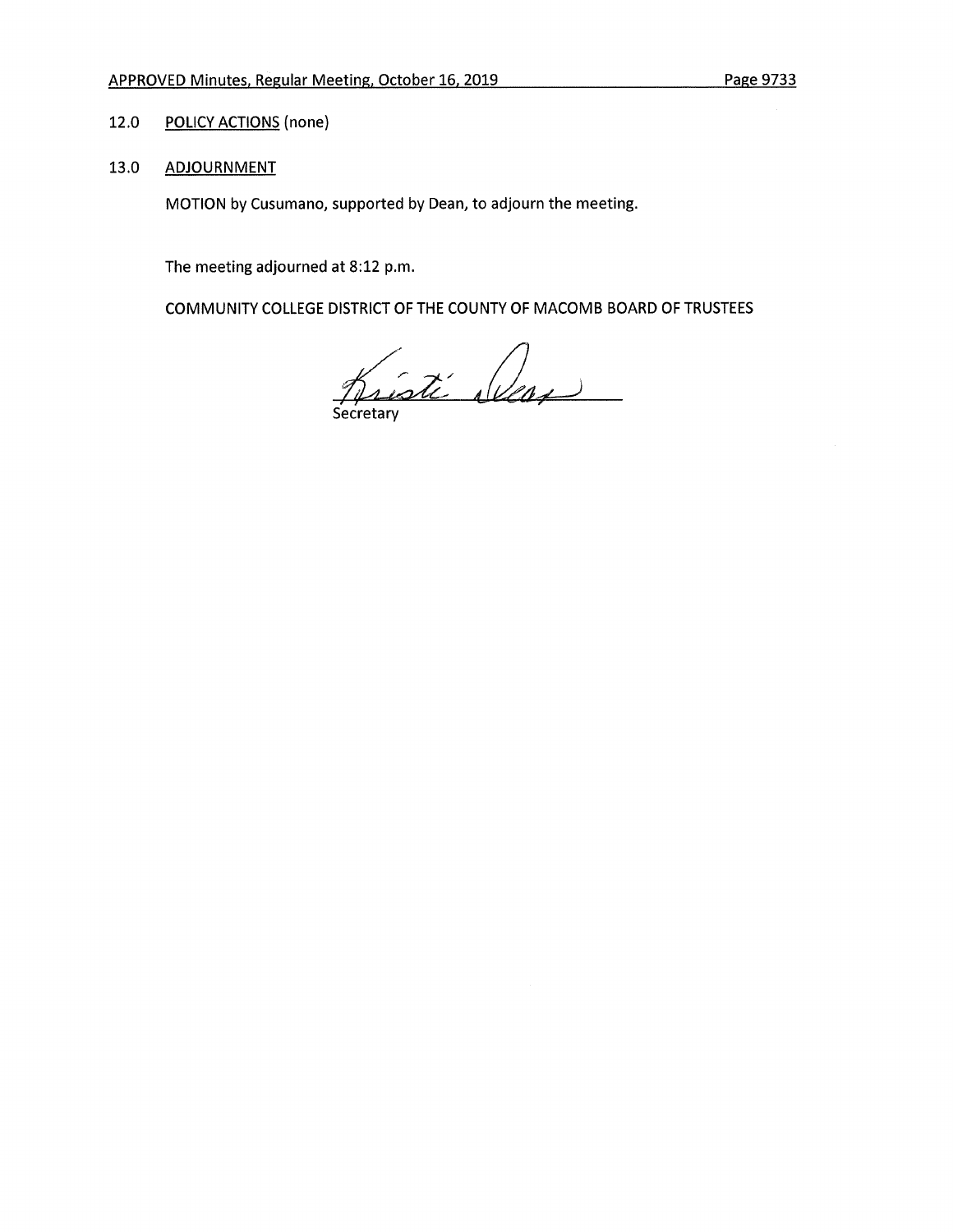## 12.0 POLICY ACTIONS (none)

## 13.0 ADJOURNMENT

MOTION by Cusumano, supported by Dean, to adjourn the meeting.

The meeting adjourned at 8:12 p.m.

COMMUNITY COLLEGE DISTRICT OF THE COUNTY OF MACOMB BOARD OF TRUSTEES

Kristi Dean

Secretary